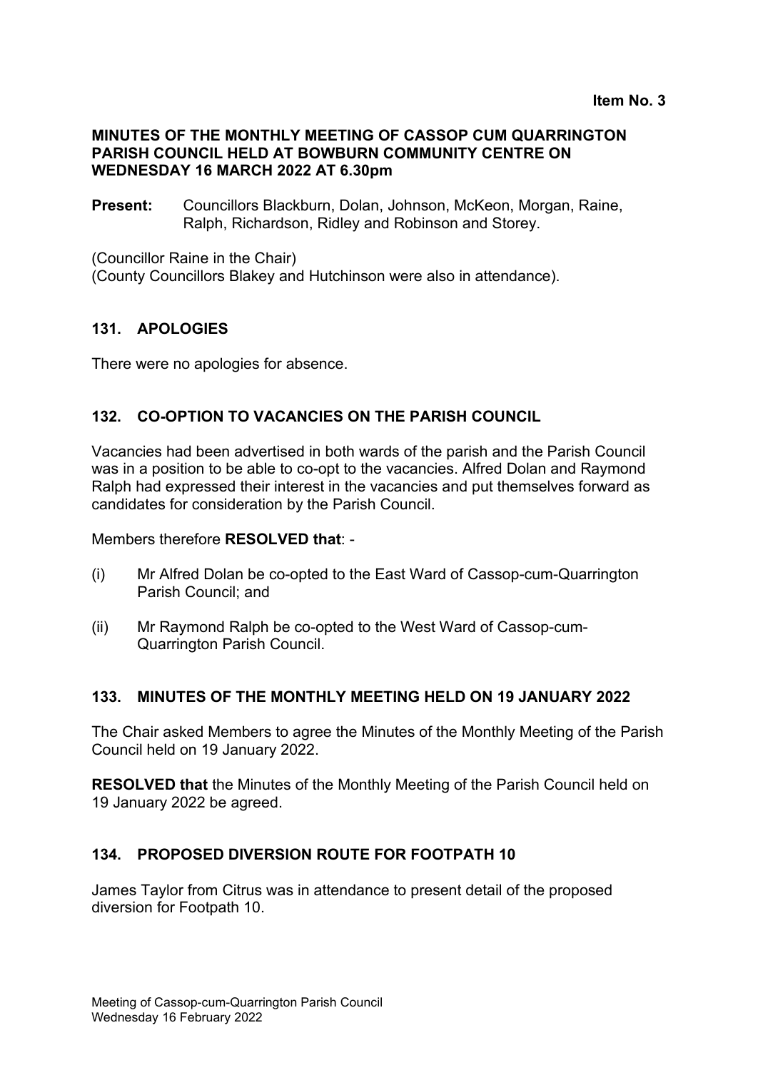**Item No. 3**

**MINUTES OF THE MONTHLY MEETING OF CASSOP CUM QUARRINGTON PARISH COUNCIL HELD AT BOWBURN COMMUNITY CENTRE ON WEDNESDAY 16 MARCH 2022 AT 6.30pm**

**Present:** Councillors Blackburn, Dolan, Johnson, McKeon, Morgan, Raine, Ralph, Richardson, Ridley and Robinson and Storey.

(Councillor Raine in the Chair)
(County Councillors Blakey and Hutchinson were also in attendance).

## 131. APOLOGIES

There were no apologies for absence.

## 132. CO-OPTION TO VACANCIES ON THE PARISH COUNCIL

Vacancies had been advertised in both wards of the parish and the Parish Council was in a position to be able to co-opt to the vacancies. Alfred Dolan and Raymond Ralph had expressed their interest in the vacancies and put themselves forward as candidates for consideration by the Parish Council.

Members therefore **RESOLVED that**: -

(i) Mr Alfred Dolan be co-opted to the East Ward of Cassop-cum-Quarrington Parish Council; and

(ii) Mr Raymond Ralph be co-opted to the West Ward of Cassop-cum-Quarrington Parish Council.

## 133. MINUTES OF THE MONTHLY MEETING HELD ON 19 JANUARY 2022

The Chair asked Members to agree the Minutes of the Monthly Meeting of the Parish Council held on 19 January 2022.

**RESOLVED that** the Minutes of the Monthly Meeting of the Parish Council held on 19 January 2022 be agreed.

## 134. PROPOSED DIVERSION ROUTE FOR FOOTPATH 10

James Taylor from Citrus was in attendance to present detail of the proposed diversion for Footpath 10.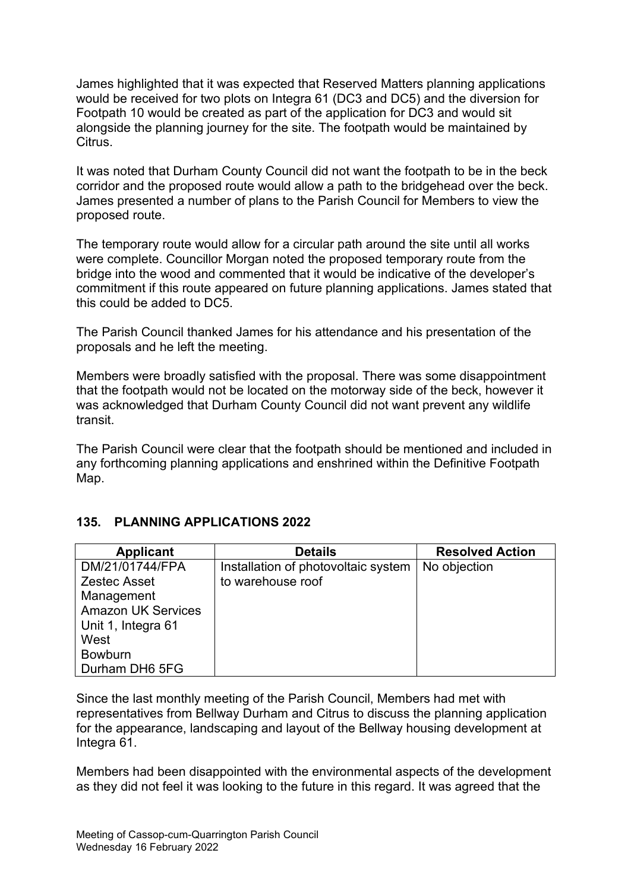James highlighted that it was expected that Reserved Matters planning applications would be received for two plots on Integra 61 (DC3 and DC5) and the diversion for Footpath 10 would be created as part of the application for DC3 and would sit alongside the planning journey for the site. The footpath would be maintained by Citrus.

It was noted that Durham County Council did not want the footpath to be in the beck corridor and the proposed route would allow a path to the bridgehead over the beck. James presented a number of plans to the Parish Council for Members to view the proposed route.

The temporary route would allow for a circular path around the site until all works were complete. Councillor Morgan noted the proposed temporary route from the bridge into the wood and commented that it would be indicative of the developer's commitment if this route appeared on future planning applications. James stated that this could be added to DC5.

The Parish Council thanked James for his attendance and his presentation of the proposals and he left the meeting.

Members were broadly satisfied with the proposal. There was some disappointment that the footpath would not be located on the motorway side of the beck, however it was acknowledged that Durham County Council did not want prevent any wildlife transit.

The Parish Council were clear that the footpath should be mentioned and included in any forthcoming planning applications and enshrined within the Definitive Footpath Map.

## 135. PLANNING APPLICATIONS 2022

| Applicant | Details | Resolved Action |
|---|---|---|
| DM/21/01744/FPA<br>Zestec Asset Management<br>Amazon UK Services<br>Unit 1, Integra 61<br>West<br>Bowburn<br>Durham DH6 5FG | Installation of photovoltaic system to warehouse roof | No objection |

Since the last monthly meeting of the Parish Council, Members had met with representatives from Bellway Durham and Citrus to discuss the planning application for the appearance, landscaping and layout of the Bellway housing development at Integra 61.

Members had been disappointed with the environmental aspects of the development as they did not feel it was looking to the future in this regard. It was agreed that the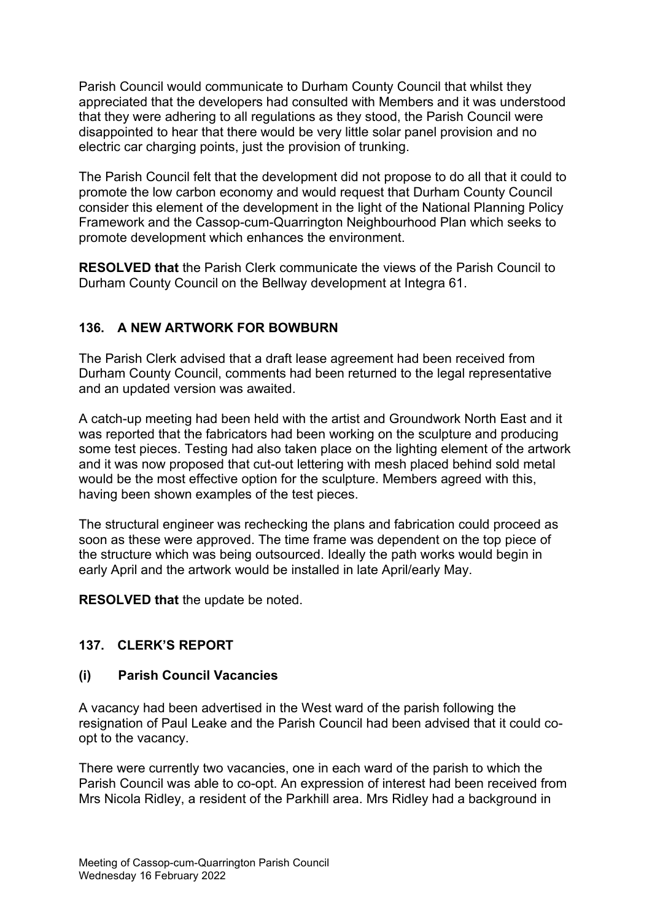Parish Council would communicate to Durham County Council that whilst they appreciated that the developers had consulted with Members and it was understood that they were adhering to all regulations as they stood, the Parish Council were disappointed to hear that there would be very little solar panel provision and no electric car charging points, just the provision of trunking.

The Parish Council felt that the development did not propose to do all that it could to promote the low carbon economy and would request that Durham County Council consider this element of the development in the light of the National Planning Policy Framework and the Cassop-cum-Quarrington Neighbourhood Plan which seeks to promote development which enhances the environment.

**RESOLVED that** the Parish Clerk communicate the views of the Parish Council to Durham County Council on the Bellway development at Integra 61.

## 136. A NEW ARTWORK FOR BOWBURN

The Parish Clerk advised that a draft lease agreement had been received from Durham County Council, comments had been returned to the legal representative and an updated version was awaited.

A catch-up meeting had been held with the artist and Groundwork North East and it was reported that the fabricators had been working on the sculpture and producing some test pieces. Testing had also taken place on the lighting element of the artwork and it was now proposed that cut-out lettering with mesh placed behind sold metal would be the most effective option for the sculpture. Members agreed with this, having been shown examples of the test pieces.

The structural engineer was rechecking the plans and fabrication could proceed as soon as these were approved. The time frame was dependent on the top piece of the structure which was being outsourced. Ideally the path works would begin in early April and the artwork would be installed in late April/early May.

**RESOLVED that** the update be noted.

## 137. CLERK'S REPORT

### (i) Parish Council Vacancies

A vacancy had been advertised in the West ward of the parish following the resignation of Paul Leake and the Parish Council had been advised that it could co-opt to the vacancy.

There were currently two vacancies, one in each ward of the parish to which the Parish Council was able to co-opt. An expression of interest had been received from Mrs Nicola Ridley, a resident of the Parkhill area. Mrs Ridley had a background in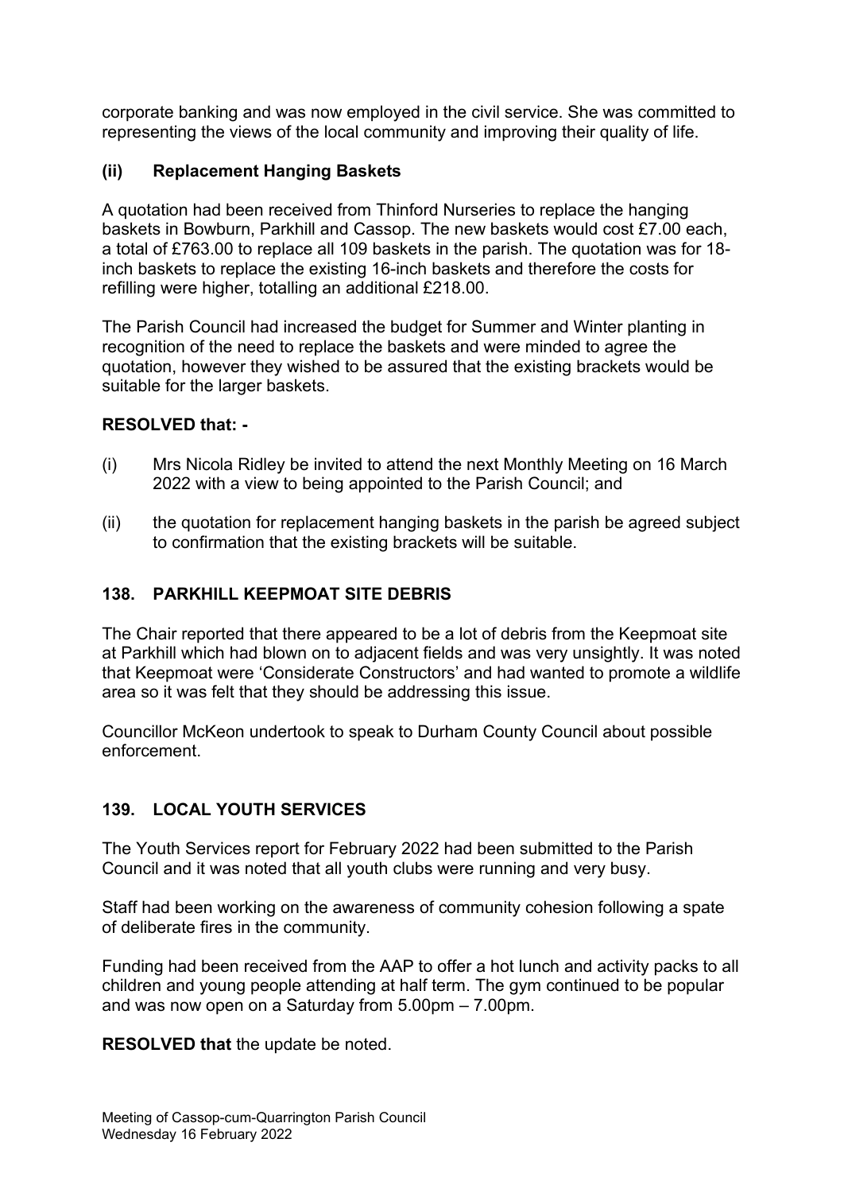corporate banking and was now employed in the civil service. She was committed to representing the views of the local community and improving their quality of life.

### (ii) Replacement Hanging Baskets

A quotation had been received from Thinford Nurseries to replace the hanging baskets in Bowburn, Parkhill and Cassop. The new baskets would cost £7.00 each, a total of £763.00 to replace all 109 baskets in the parish. The quotation was for 18-inch baskets to replace the existing 16-inch baskets and therefore the costs for refilling were higher, totalling an additional £218.00.

The Parish Council had increased the budget for Summer and Winter planting in recognition of the need to replace the baskets and were minded to agree the quotation, however they wished to be assured that the existing brackets would be suitable for the larger baskets.

**RESOLVED that: -**

(i) Mrs Nicola Ridley be invited to attend the next Monthly Meeting on 16 March 2022 with a view to being appointed to the Parish Council; and

(ii) the quotation for replacement hanging baskets in the parish be agreed subject to confirmation that the existing brackets will be suitable.

## 138. PARKHILL KEEPMOAT SITE DEBRIS

The Chair reported that there appeared to be a lot of debris from the Keepmoat site at Parkhill which had blown on to adjacent fields and was very unsightly. It was noted that Keepmoat were 'Considerate Constructors' and had wanted to promote a wildlife area so it was felt that they should be addressing this issue.

Councillor McKeon undertook to speak to Durham County Council about possible enforcement.

## 139. LOCAL YOUTH SERVICES

The Youth Services report for February 2022 had been submitted to the Parish Council and it was noted that all youth clubs were running and very busy.

Staff had been working on the awareness of community cohesion following a spate of deliberate fires in the community.

Funding had been received from the AAP to offer a hot lunch and activity packs to all children and young people attending at half term. The gym continued to be popular and was now open on a Saturday from 5.00pm – 7.00pm.

**RESOLVED that** the update be noted.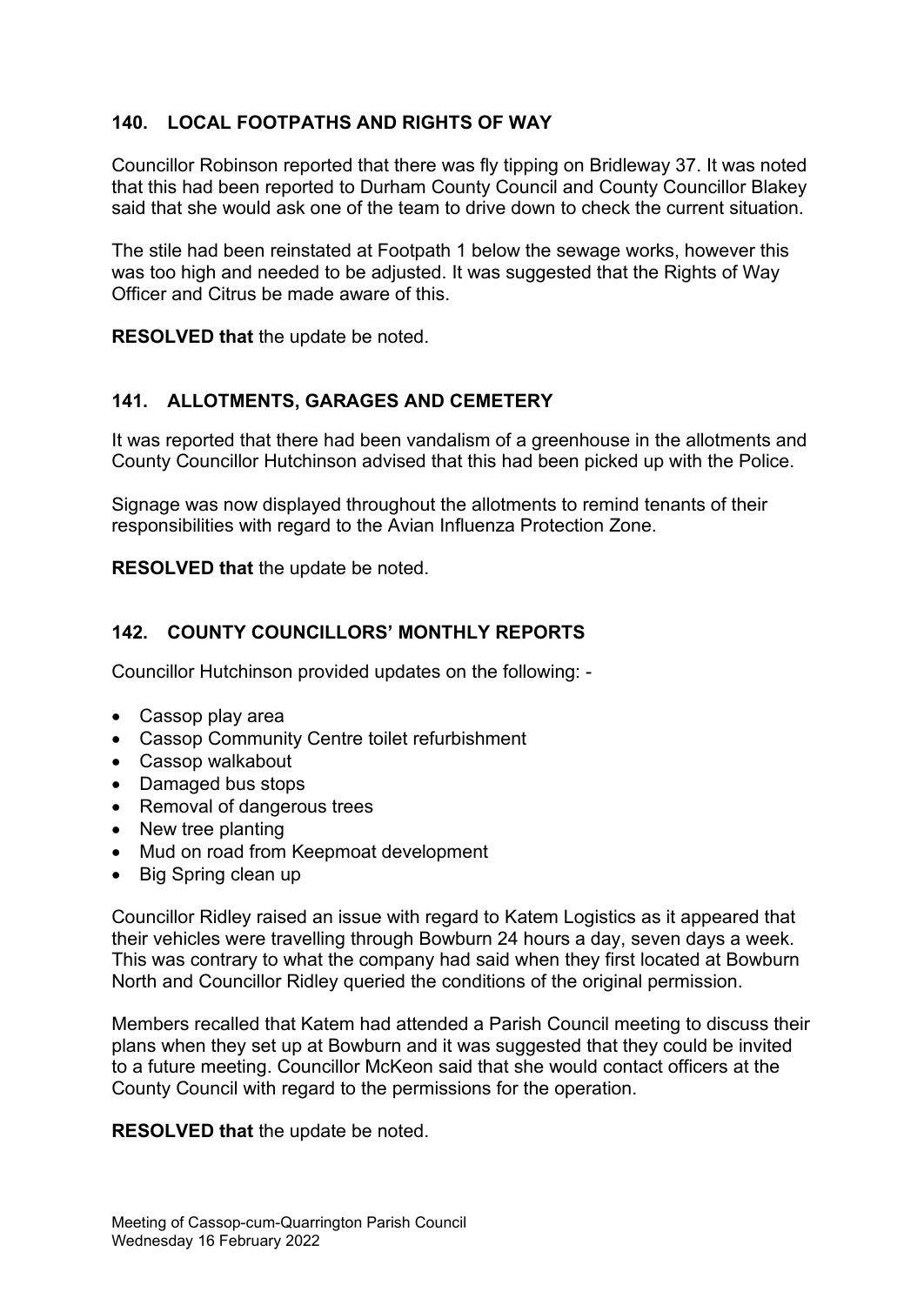### 140. LOCAL FOOTPATHS AND RIGHTS OF WAY

Councillor Robinson reported that there was fly tipping on Bridleway 37. It was noted that this had been reported to Durham County Council and County Councillor Blakey said that she would ask one of the team to drive down to check the current situation.

The stile had been reinstated at Footpath 1 below the sewage works, however this was too high and needed to be adjusted. It was suggested that the Rights of Way Officer and Citrus be made aware of this.

**RESOLVED that** the update be noted.

### 141. ALLOTMENTS, GARAGES AND CEMETERY

It was reported that there had been vandalism of a greenhouse in the allotments and County Councillor Hutchinson advised that this had been picked up with the Police.

Signage was now displayed throughout the allotments to remind tenants of their responsibilities with regard to the Avian Influenza Protection Zone.

**RESOLVED that** the update be noted.

### 142. COUNTY COUNCILLORS' MONTHLY REPORTS

Councillor Hutchinson provided updates on the following: -

- Cassop play area
- Cassop Community Centre toilet refurbishment
- Cassop walkabout
- Damaged bus stops
- Removal of dangerous trees
- New tree planting
- Mud on road from Keepmoat development
- Big Spring clean up

Councillor Ridley raised an issue with regard to Katem Logistics as it appeared that their vehicles were travelling through Bowburn 24 hours a day, seven days a week. This was contrary to what the company had said when they first located at Bowburn North and Councillor Ridley queried the conditions of the original permission.

Members recalled that Katem had attended a Parish Council meeting to discuss their plans when they set up at Bowburn and it was suggested that they could be invited to a future meeting. Councillor McKeon said that she would contact officers at the County Council with regard to the permissions for the operation.

**RESOLVED that** the update be noted.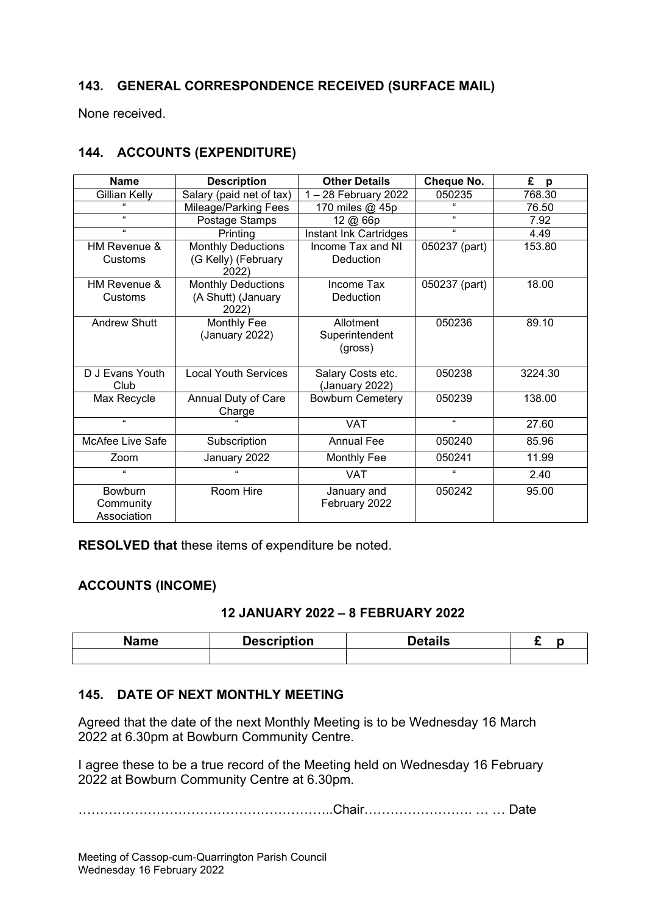## 143. GENERAL CORRESPONDENCE RECEIVED (SURFACE MAIL)

None received.

## 144. ACCOUNTS (EXPENDITURE)

| Name | Description | Other Details | Cheque No. | £ p |
|---|---|---|---|---|
| Gillian Kelly | Salary (paid net of tax) | 1 – 28 February 2022 | 050235 | 768.30 |
| " | Mileage/Parking Fees | 170 miles @ 45p | " | 76.50 |
| " | Postage Stamps | 12 @ 66p | " | 7.92 |
| " | Printing | Instant Ink Cartridges | " | 4.49 |
| HM Revenue & Customs | Monthly Deductions (G Kelly) (February 2022) | Income Tax and NI Deduction | 050237 (part) | 153.80 |
| HM Revenue & Customs | Monthly Deductions (A Shutt) (January 2022) | Income Tax Deduction | 050237 (part) | 18.00 |
| Andrew Shutt | Monthly Fee (January 2022) | Allotment Superintendent (gross) | 050236 | 89.10 |
| D J Evans Youth Club | Local Youth Services | Salary Costs etc. (January 2022) | 050238 | 3224.30 |
| Max Recycle | Annual Duty of Care Charge | Bowburn Cemetery | 050239 | 138.00 |
| " | " | VAT | " | 27.60 |
| McAfee Live Safe | Subscription | Annual Fee | 050240 | 85.96 |
| Zoom | January 2022 | Monthly Fee | 050241 | 11.99 |
| " | " | VAT | " | 2.40 |
| Bowburn Community Association | Room Hire | January and February 2022 | 050242 | 95.00 |

**RESOLVED that** these items of expenditure be noted.

### ACCOUNTS (INCOME)

### 12 JANUARY 2022 – 8 FEBRUARY 2022

| Name | Description | Details | £ p |
|---|---|---|---|
| | | | |

## 145. DATE OF NEXT MONTHLY MEETING

Agreed that the date of the next Monthly Meeting is to be Wednesday 16 March 2022 at 6.30pm at Bowburn Community Centre.

I agree these to be a true record of the Meeting held on Wednesday 16 February 2022 at Bowburn Community Centre at 6.30pm.

…………………………………………………..Chair……………………. … … Date